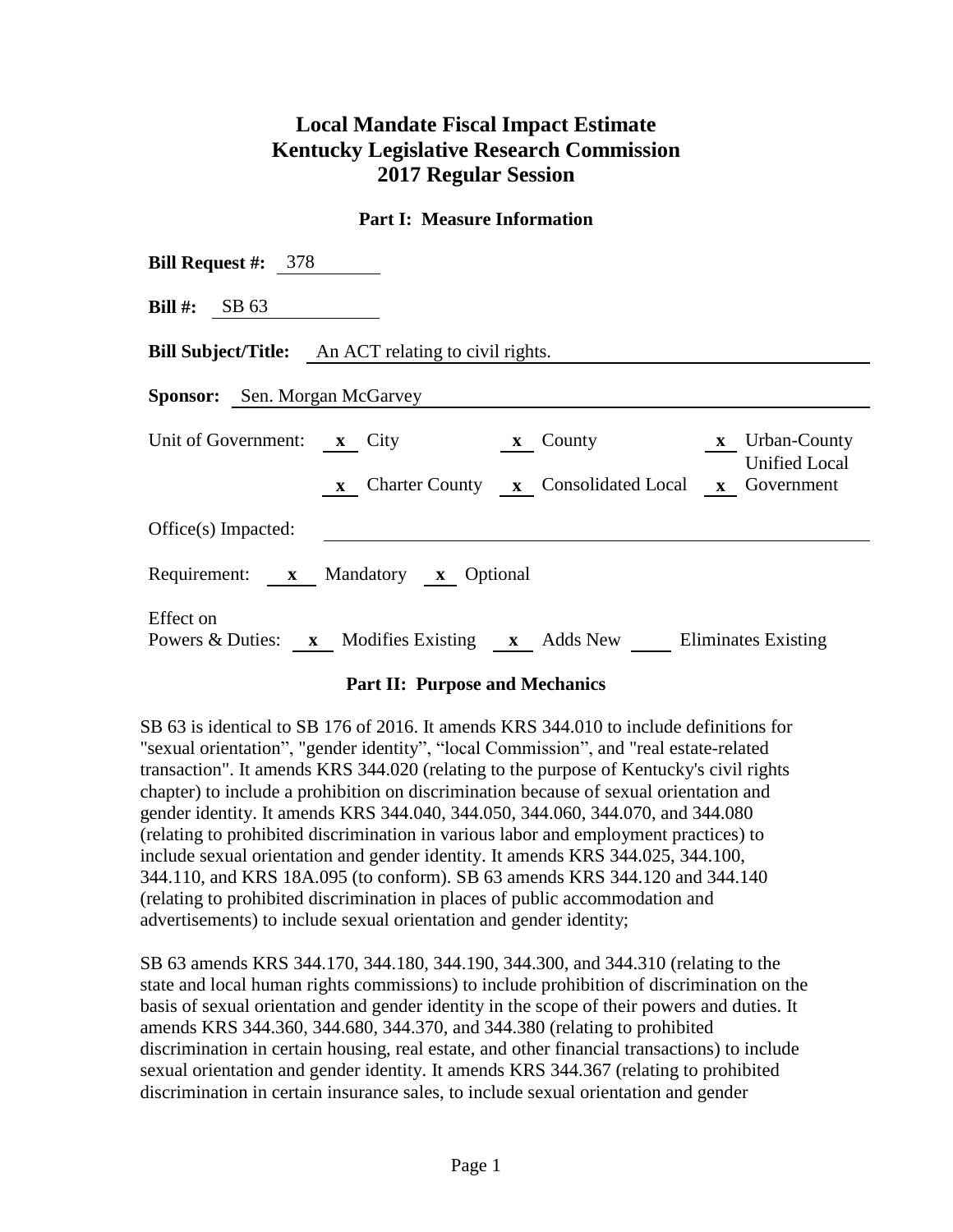# Local Mandate Fiscal Impact Estimate
# Kentucky Legislative Research Commission
# 2017 Regular Session

## Part I: Measure Information

**Bill Request #:** 378

**Bill #:** SB 63

**Bill Subject/Title:** An ACT relating to civil rights.

**Sponsor:** Sen. Morgan McGarvey

Unit of Government: **x** City **x** County **x** Urban-County
**x** Charter County **x** Consolidated Local **x** Unified Local Government

Office(s) Impacted:

Requirement: **x** Mandatory **x** Optional

Effect on Powers & Duties: **x** Modifies Existing **x** Adds New ___ Eliminates Existing

## Part II: Purpose and Mechanics

SB 63 is identical to SB 176 of 2016. It amends KRS 344.010 to include definitions for "sexual orientation", "gender identity", "local Commission", and "real estate-related transaction". It amends KRS 344.020 (relating to the purpose of Kentucky's civil rights chapter) to include a prohibition on discrimination because of sexual orientation and gender identity. It amends KRS 344.040, 344.050, 344.060, 344.070, and 344.080 (relating to prohibited discrimination in various labor and employment practices) to include sexual orientation and gender identity. It amends KRS 344.025, 344.100, 344.110, and KRS 18A.095 (to conform). SB 63 amends KRS 344.120 and 344.140 (relating to prohibited discrimination in places of public accommodation and advertisements) to include sexual orientation and gender identity;

SB 63 amends KRS 344.170, 344.180, 344.190, 344.300, and 344.310 (relating to the state and local human rights commissions) to include prohibition of discrimination on the basis of sexual orientation and gender identity in the scope of their powers and duties. It amends KRS 344.360, 344.680, 344.370, and 344.380 (relating to prohibited discrimination in certain housing, real estate, and other financial transactions) to include sexual orientation and gender identity. It amends KRS 344.367 (relating to prohibited discrimination in certain insurance sales, to include sexual orientation and gender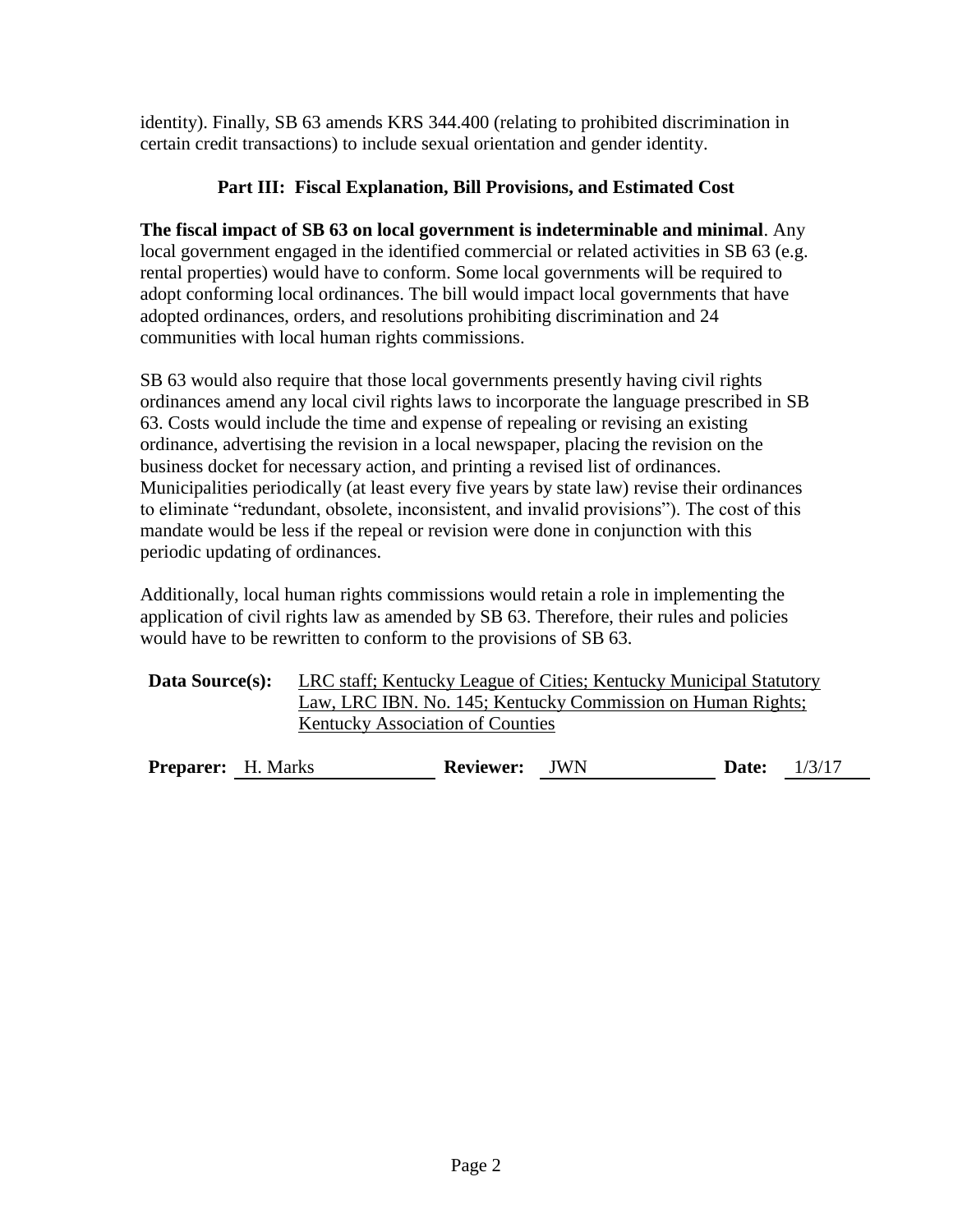identity). Finally, SB 63 amends KRS 344.400 (relating to prohibited discrimination in certain credit transactions) to include sexual orientation and gender identity.

## Part III: Fiscal Explanation, Bill Provisions, and Estimated Cost

**The fiscal impact of SB 63 on local government is indeterminable and minimal**. Any local government engaged in the identified commercial or related activities in SB 63 (e.g. rental properties) would have to conform. Some local governments will be required to adopt conforming local ordinances. The bill would impact local governments that have adopted ordinances, orders, and resolutions prohibiting discrimination and 24 communities with local human rights commissions.

SB 63 would also require that those local governments presently having civil rights ordinances amend any local civil rights laws to incorporate the language prescribed in SB 63. Costs would include the time and expense of repealing or revising an existing ordinance, advertising the revision in a local newspaper, placing the revision on the business docket for necessary action, and printing a revised list of ordinances. Municipalities periodically (at least every five years by state law) revise their ordinances to eliminate "redundant, obsolete, inconsistent, and invalid provisions"). The cost of this mandate would be less if the repeal or revision were done in conjunction with this periodic updating of ordinances.

Additionally, local human rights commissions would retain a role in implementing the application of civil rights law as amended by SB 63. Therefore, their rules and policies would have to be rewritten to conform to the provisions of SB 63.

**Data Source(s):** LRC staff; Kentucky League of Cities; Kentucky Municipal Statutory Law, LRC IBN. No. 145; Kentucky Commission on Human Rights; Kentucky Association of Counties

**Preparer:** H. Marks **Reviewer:** JWN **Date:** 1/3/17